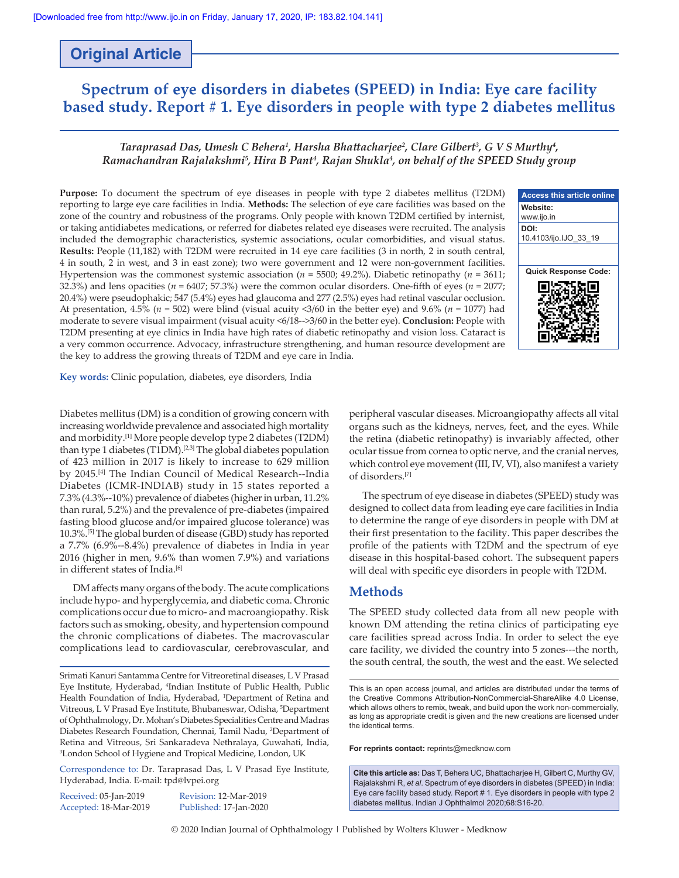Original Article

# Spectrum of eye disorders in diabetes (SPEED) in India: Eye care facility based study. Report # 1. Eye disorders in people with type 2 diabetes mellitus

*Taraprasad Das, Umesh C Behera[1], Harsha Bhattacharjee[2], Clare Gilbert[3], G V S Murthy[4], Ramachandran Rajalakshmi[5], Hira B Pant[4], Rajan Shukla[4], on behalf of the SPEED Study group*

**Purpose:** To document the spectrum of eye diseases in people with type 2 diabetes mellitus (T2DM) reporting to large eye care facilities in India. **Methods:** The selection of eye care facilities was based on the zone of the country and robustness of the programs. Only people with known T2DM certified by internist, or taking antidiabetes medications, or referred for diabetes related eye diseases were recruited. The analysis included the demographic characteristics, systemic associations, ocular comorbidities, and visual status. **Results:** People (11,182) with T2DM were recruited in 14 eye care facilities (3 in north, 2 in south central, 4 in south, 2 in west, and 3 in east zone); two were government and 12 were non-government facilities. Hypertension was the commonest systemic association (*n* = 5500; 49.2%). Diabetic retinopathy (*n* = 3611; 32.3%) and lens opacities (*n* = 6407; 57.3%) were the common ocular disorders. One-fifth of eyes (*n* = 2077; 20.4%) were pseudophakic; 547 (5.4%) eyes had glaucoma and 277 (2.5%) eyes had retinal vascular occlusion. At presentation, 4.5% (*n* = 502) were blind (visual acuity <3/60 in the better eye) and 9.6% (*n* = 1077) had moderate to severe visual impairment (visual acuity <6/18-->3/60 in the better eye). **Conclusion:** People with T2DM presenting at eye clinics in India have high rates of diabetic retinopathy and vision loss. Cataract is a very common occurrence. Advocacy, infrastructure strengthening, and human resource development are the key to address the growing threats of T2DM and eye care in India.

**Key words:** Clinic population, diabetes, eye disorders, India

Diabetes mellitus (DM) is a condition of growing concern with increasing worldwide prevalence and associated high mortality and morbidity.[1] More people develop type 2 diabetes (T2DM) than type 1 diabetes (T1DM).[2,3] The global diabetes population of 423 million in 2017 is likely to increase to 629 million by 2045.[4] The Indian Council of Medical Research--India Diabetes (ICMR-INDIAB) study in 15 states reported a 7.3% (4.3%--10%) prevalence of diabetes (higher in urban, 11.2% than rural, 5.2%) and the prevalence of pre-diabetes (impaired fasting blood glucose and/or impaired glucose tolerance) was 10.3%.[5] The global burden of disease (GBD) study has reported a 7.7% (6.9%--8.4%) prevalence of diabetes in India in year 2016 (higher in men, 9.6% than women 7.9%) and variations in different states of India.[6]

DM affects many organs of the body. The acute complications include hypo- and hyperglycemia, and diabetic coma. Chronic complications occur due to micro- and macroangiopathy. Risk factors such as smoking, obesity, and hypertension compound the chronic complications of diabetes. The macrovascular complications lead to cardiovascular, cerebrovascular, and peripheral vascular diseases. Microangiopathy affects all vital organs such as the kidneys, nerves, feet, and the eyes. While the retina (diabetic retinopathy) is invariably affected, other ocular tissue from cornea to optic nerve, and the cranial nerves, which control eye movement (III, IV, VI), also manifest a variety of disorders.[7]

The spectrum of eye disease in diabetes (SPEED) study was designed to collect data from leading eye care facilities in India to determine the range of eye disorders in people with DM at their first presentation to the facility. This paper describes the profile of the patients with T2DM and the spectrum of eye disease in this hospital-based cohort. The subsequent papers will deal with specific eye disorders in people with T2DM.

## Methods

The SPEED study collected data from all new people with known DM attending the retina clinics of participating eye care facilities spread across India. In order to select the eye care facility, we divided the country into 5 zones---the north, the south central, the south, the west and the east. We selected

Srimati Kanuri Santamma Centre for Vitreoretinal diseases, L V Prasad Eye Institute, Hyderabad, [4]Indian Institute of Public Health, Public Health Foundation of India, Hyderabad, [1]Department of Retina and Vitreous, L V Prasad Eye Institute, Bhubaneswar, Odisha, [5]Department of Ophthalmology, Dr. Mohan's Diabetes Specialities Centre and Madras Diabetes Research Foundation, Chennai, Tamil Nadu, [2]Department of Retina and Vitreous, Sri Sankaradeva Nethralaya, Guwahati, India, [3]London School of Hygiene and Tropical Medicine, London, UK

Correspondence to: Dr. Taraprasad Das, L V Prasad Eye Institute, Hyderabad, India. E-mail: tpd@lvpei.org

Received: 05-Jan-2019 Revision: 12-Mar-2019
Accepted: 18-Mar-2019 Published: 17-Jan-2020

This is an open access journal, and articles are distributed under the terms of the Creative Commons Attribution-NonCommercial-ShareAlike 4.0 License, which allows others to remix, tweak, and build upon the work non-commercially, as long as appropriate credit is given and the new creations are licensed under the identical terms.

**For reprints contact:** reprints@medknow.com

**Cite this article as:** Das T, Behera UC, Bhattacharjee H, Gilbert C, Murthy GV, Rajalakshmi R, *et al*. Spectrum of eye disorders in diabetes (SPEED) in India: Eye care facility based study. Report # 1. Eye disorders in people with type 2 diabetes mellitus. Indian J Ophthalmol 2020;68:S16-20.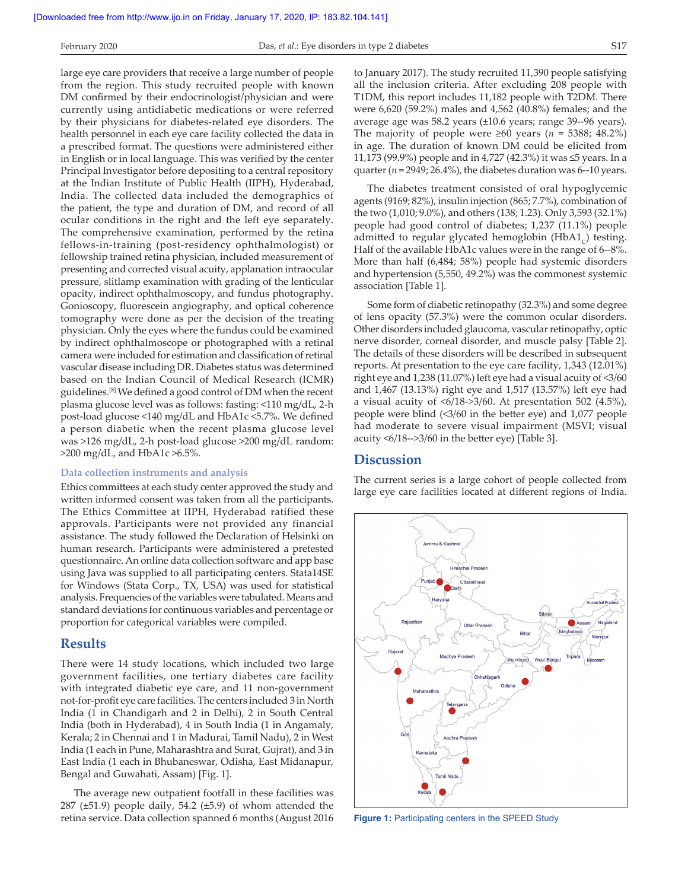large eye care providers that receive a large number of people from the region. This study recruited people with known DM confirmed by their endocrinologist/physician and were currently using antidiabetic medications or were referred by their physicians for diabetes-related eye disorders. The health personnel in each eye care facility collected the data in a prescribed format. The questions were administered either in English or in local language. This was verified by the center Principal Investigator before depositing to a central repository at the Indian Institute of Public Health (IIPH), Hyderabad, India. The collected data included the demographics of the patient, the type and duration of DM, and record of all ocular conditions in the right and the left eye separately. The comprehensive examination, performed by the retina fellows-in-training (post-residency ophthalmologist) or fellowship trained retina physician, included measurement of presenting and corrected visual acuity, applanation intraocular pressure, slitlamp examination with grading of the lenticular opacity, indirect ophthalmoscopy, and fundus photography. Gonioscopy, fluorescein angiography, and optical coherence tomography were done as per the decision of the treating physician. Only the eyes where the fundus could be examined by indirect ophthalmoscope or photographed with a retinal camera were included for estimation and classification of retinal vascular disease including DR. Diabetes status was determined based on the Indian Council of Medical Research (ICMR) guidelines.[8] We defined a good control of DM when the recent plasma glucose level was as follows: fasting: <110 mg/dL, 2-h post-load glucose <140 mg/dL and HbA1c <5.7%. We defined a person diabetic when the recent plasma glucose level was >126 mg/dL, 2-h post-load glucose >200 mg/dL random: >200 mg/dL, and HbA1c >6.5%.

### Data collection instruments and analysis

Ethics committees at each study center approved the study and written informed consent was taken from all the participants. The Ethics Committee at IIPH, Hyderabad ratified these approvals. Participants were not provided any financial assistance. The study followed the Declaration of Helsinki on human research. Participants were administered a pretested questionnaire. An online data collection software and app base using Java was supplied to all participating centers. Stata14SE for Windows (Stata Corp., TX, USA) was used for statistical analysis. Frequencies of the variables were tabulated. Means and standard deviations for continuous variables and percentage or proportion for categorical variables were compiled.

## Results

There were 14 study locations, which included two large government facilities, one tertiary diabetes care facility with integrated diabetic eye care, and 11 non-government not-for-profit eye care facilities. The centers included 3 in North India (1 in Chandigarh and 2 in Delhi), 2 in South Central India (both in Hyderabad), 4 in South India (1 in Angamaly, Kerala; 2 in Chennai and 1 in Madurai, Tamil Nadu), 2 in West India (1 each in Pune, Maharashtra and Surat, Gujrat), and 3 in East India (1 each in Bhubaneswar, Odisha, East Midanapur, Bengal and Guwahati, Assam) [Fig. 1].

The average new outpatient footfall in these facilities was 287 (±51.9) people daily, 54.2 (±5.9) of whom attended the retina service. Data collection spanned 6 months (August 2016 to January 2017). The study recruited 11,390 people satisfying all the inclusion criteria. After excluding 208 people with T1DM, this report includes 11,182 people with T2DM. There were 6,620 (59.2%) males and 4,562 (40.8%) females; and the average age was 58.2 years (±10.6 years; range 39--96 years). The majority of people were ≥60 years (*n* = 5388; 48.2%) in age. The duration of known DM could be elicited from 11,173 (99.9%) people and in 4,727 (42.3%) it was ≤5 years. In a quarter (*n* = 2949; 26.4%), the diabetes duration was 6--10 years.

The diabetes treatment consisted of oral hypoglycemic agents (9169; 82%), insulin injection (865; 7.7%), combination of the two (1,010; 9.0%), and others (138; 1.23). Only 3,593 (32.1%) people had good control of diabetes; 1,237 (11.1%) people admitted to regular glycated hemoglobin ($HbA1_C$) testing. Half of the available HbA1c values were in the range of 6--8%. More than half (6,484; 58%) people had systemic disorders and hypertension (5,550, 49.2%) was the commonest systemic association [Table 1].

Some form of diabetic retinopathy (32.3%) and some degree of lens opacity (57.3%) were the common ocular disorders. Other disorders included glaucoma, vascular retinopathy, optic nerve disorder, corneal disorder, and muscle palsy [Table 2]. The details of these disorders will be described in subsequent reports. At presentation to the eye care facility, 1,343 (12.01%) right eye and 1,238 (11.07%) left eye had a visual acuity of <3/60 and 1,467 (13.13%) right eye and 1,517 (13.57%) left eye had a visual acuity of <6/18->3/60. At presentation 502 (4.5%), people were blind (<3/60 in the better eye) and 1,077 people had moderate to severe visual impairment (MSVI; visual acuity <6/18-->3/60 in the better eye) [Table 3].

## Discussion

The current series is a large cohort of people collected from large eye care facilities located at different regions of India.

**Figure 1:** Participating centers in the SPEED Study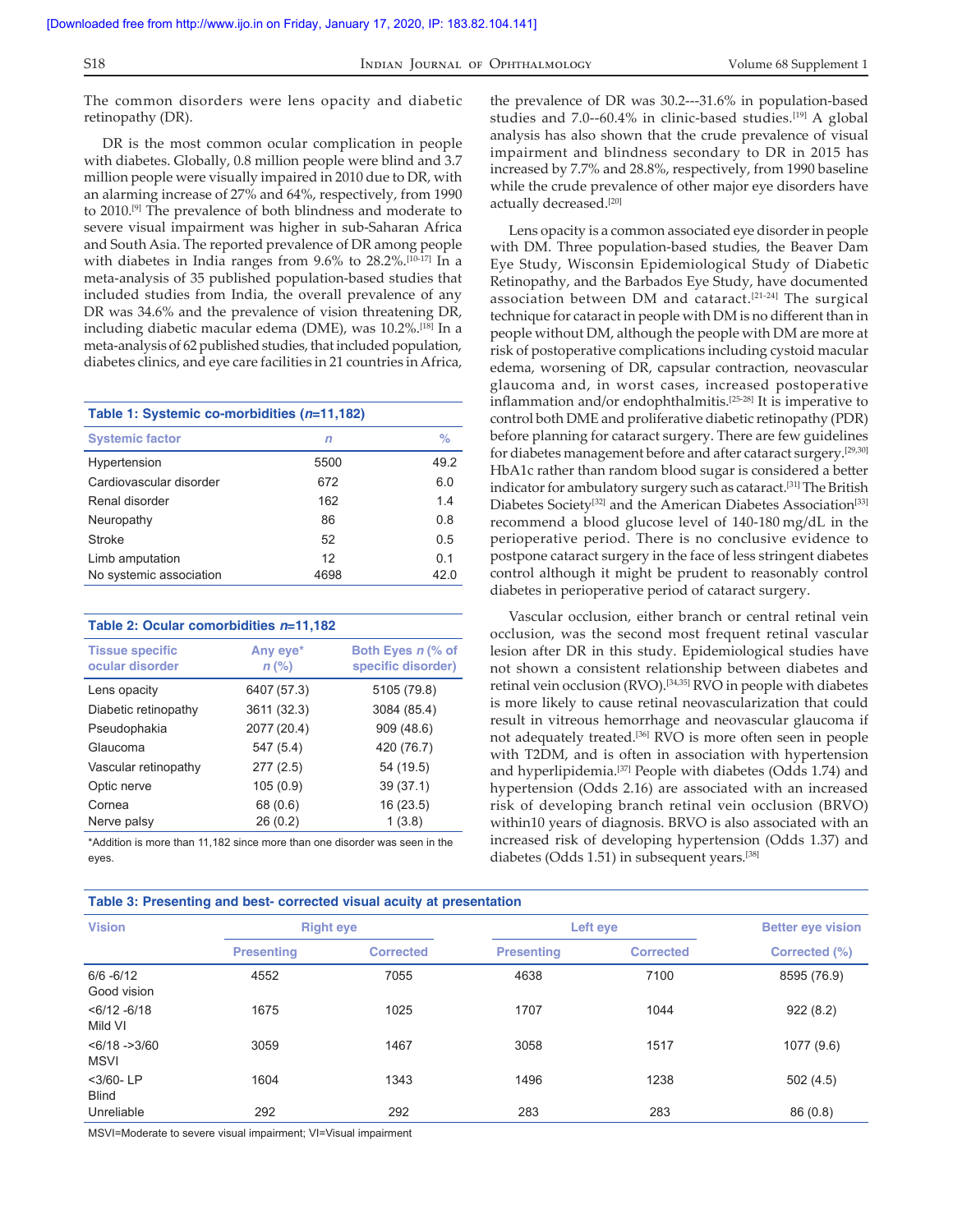The common disorders were lens opacity and diabetic retinopathy (DR).

DR is the most common ocular complication in people with diabetes. Globally, 0.8 million people were blind and 3.7 million people were visually impaired in 2010 due to DR, with an alarming increase of 27% and 64%, respectively, from 1990 to 2010.[9] The prevalence of both blindness and moderate to severe visual impairment was higher in sub-Saharan Africa and South Asia. The reported prevalence of DR among people with diabetes in India ranges from 9.6% to 28.2%.[10-17] In a meta-analysis of 35 published population-based studies that included studies from India, the overall prevalence of any DR was 34.6% and the prevalence of vision threatening DR, including diabetic macular edema (DME), was 10.2%.[18] In a meta-analysis of 62 published studies, that included population, diabetes clinics, and eye care facilities in 21 countries in Africa, the prevalence of DR was 30.2---31.6% in population-based studies and 7.0--60.4% in clinic-based studies.[19] A global analysis has also shown that the crude prevalence of visual impairment and blindness secondary to DR in 2015 has increased by 7.7% and 28.8%, respectively, from 1990 baseline while the crude prevalence of other major eye disorders have actually decreased.[20]

**Table 1: Systemic co-morbidities (*n*=11,182)**

| Systemic factor | *n* | % |
|---|---|---|
| Hypertension | 5500 | 49.2 |
| Cardiovascular disorder | 672 | 6.0 |
| Renal disorder | 162 | 1.4 |
| Neuropathy | 86 | 0.8 |
| Stroke | 52 | 0.5 |
| Limb amputation | 12 | 0.1 |
| No systemic association | 4698 | 42.0 |

**Table 2: Ocular comorbidities *n*=11,182**

| Tissue specific ocular disorder | Any eye* *n* (%) | Both Eyes *n* (% of specific disorder) |
|---|---|---|
| Lens opacity | 6407 (57.3) | 5105 (79.8) |
| Diabetic retinopathy | 3611 (32.3) | 3084 (85.4) |
| Pseudophakia | 2077 (20.4) | 909 (48.6) |
| Glaucoma | 547 (5.4) | 420 (76.7) |
| Vascular retinopathy | 277 (2.5) | 54 (19.5) |
| Optic nerve | 105 (0.9) | 39 (37.1) |
| Cornea | 68 (0.6) | 16 (23.5) |
| Nerve palsy | 26 (0.2) | 1 (3.8) |

*Addition is more than 11,182 since more than one disorder was seen in the eyes.

Lens opacity is a common associated eye disorder in people with DM. Three population-based studies, the Beaver Dam Eye Study, Wisconsin Epidemiological Study of Diabetic Retinopathy, and the Barbados Eye Study, have documented association between DM and cataract.[21-24] The surgical technique for cataract in people with DM is no different than in people without DM, although the people with DM are more at risk of postoperative complications including cystoid macular edema, worsening of DR, capsular contraction, neovascular glaucoma and, in worst cases, increased postoperative inflammation and/or endophthalmitis.[25-28] It is imperative to control both DME and proliferative diabetic retinopathy (PDR) before planning for cataract surgery. There are few guidelines for diabetes management before and after cataract surgery.[29,30] HbA1c rather than random blood sugar is considered a better indicator for ambulatory surgery such as cataract.[31] The British Diabetes Society[32] and the American Diabetes Association[33] recommend a blood glucose level of 140-180 mg/dL in the perioperative period. There is no conclusive evidence to postpone cataract surgery in the face of less stringent diabetes control although it might be prudent to reasonably control diabetes in perioperative period of cataract surgery.

Vascular occlusion, either branch or central retinal vein occlusion, was the second most frequent retinal vascular lesion after DR in this study. Epidemiological studies have not shown a consistent relationship between diabetes and retinal vein occlusion (RVO).[34,35] RVO in people with diabetes is more likely to cause retinal neovascularization that could result in vitreous hemorrhage and neovascular glaucoma if not adequately treated.[36] RVO is more often seen in people with T2DM, and is often in association with hypertension and hyperlipidemia.[37] People with diabetes (Odds 1.74) and hypertension (Odds 2.16) are associated with an increased risk of developing branch retinal vein occlusion (BRVO) within10 years of diagnosis. BRVO is also associated with an increased risk of developing hypertension (Odds 1.37) and diabetes (Odds 1.51) in subsequent years.[38]

**Table 3: Presenting and best- corrected visual acuity at presentation**

| Vision | Right eye | | Left eye | | Better eye vision |
|---|---|---|---|---|---|
| | Presenting | Corrected | Presenting | Corrected | Corrected (%) |
| 6/6 -6/12 Good vision | 4552 | 7055 | 4638 | 7100 | 8595 (76.9) |
| <6/12 -6/18 Mild VI | 1675 | 1025 | 1707 | 1044 | 922 (8.2) |
| <6/18 ->3/60 MSVI | 3059 | 1467 | 3058 | 1517 | 1077 (9.6) |
| <3/60- LP Blind | 1604 | 1343 | 1496 | 1238 | 502 (4.5) |
| Unreliable | 292 | 292 | 283 | 283 | 86 (0.8) |

MSVI=Moderate to severe visual impairment; VI=Visual impairment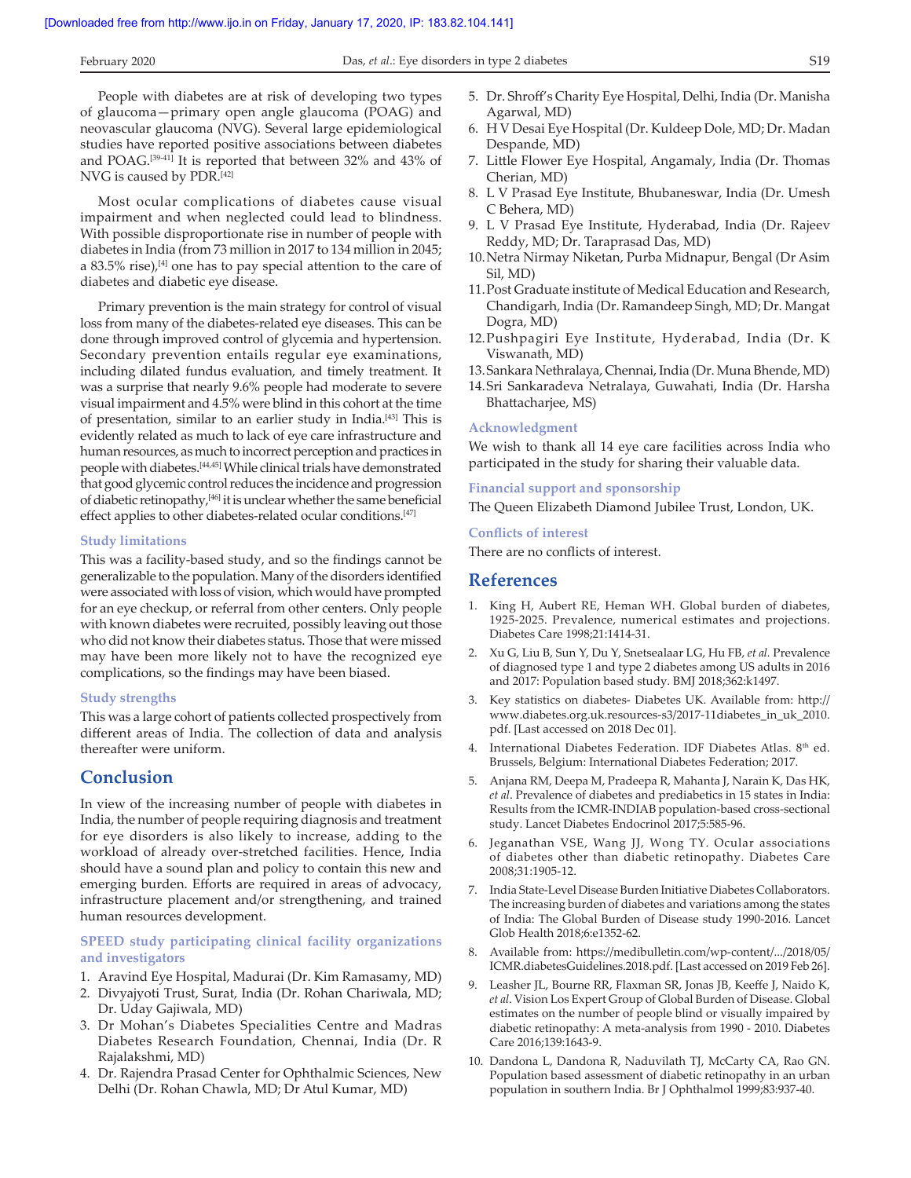People with diabetes are at risk of developing two types of glaucoma—primary open angle glaucoma (POAG) and neovascular glaucoma (NVG). Several large epidemiological studies have reported positive associations between diabetes and POAG.[39-41] It is reported that between 32% and 43% of NVG is caused by PDR.[42]

Most ocular complications of diabetes cause visual impairment and when neglected could lead to blindness. With possible disproportionate rise in number of people with diabetes in India (from 73 million in 2017 to 134 million in 2045; a 83.5% rise),[4] one has to pay special attention to the care of diabetes and diabetic eye disease.

Primary prevention is the main strategy for control of visual loss from many of the diabetes-related eye diseases. This can be done through improved control of glycemia and hypertension. Secondary prevention entails regular eye examinations, including dilated fundus evaluation, and timely treatment. It was a surprise that nearly 9.6% people had moderate to severe visual impairment and 4.5% were blind in this cohort at the time of presentation, similar to an earlier study in India.[43] This is evidently related as much to lack of eye care infrastructure and human resources, as much to incorrect perception and practices in people with diabetes.[44,45] While clinical trials have demonstrated that good glycemic control reduces the incidence and progression of diabetic retinopathy,[46] it is unclear whether the same beneficial effect applies to other diabetes-related ocular conditions.[47]

### Study limitations

This was a facility-based study, and so the findings cannot be generalizable to the population. Many of the disorders identified were associated with loss of vision, which would have prompted for an eye checkup, or referral from other centers. Only people with known diabetes were recruited, possibly leaving out those who did not know their diabetes status. Those that were missed may have been more likely not to have the recognized eye complications, so the findings may have been biased.

### Study strengths

This was a large cohort of patients collected prospectively from different areas of India. The collection of data and analysis thereafter were uniform.

## Conclusion

In view of the increasing number of people with diabetes in India, the number of people requiring diagnosis and treatment for eye disorders is also likely to increase, adding to the workload of already over-stretched facilities. Hence, India should have a sound plan and policy to contain this new and emerging burden. Efforts are required in areas of advocacy, infrastructure placement and/or strengthening, and trained human resources development.

### SPEED study participating clinical facility organizations and investigators

1. Aravind Eye Hospital, Madurai (Dr. Kim Ramasamy, MD)
2. Divyajyoti Trust, Surat, India (Dr. Rohan Chariwala, MD; Dr. Uday Gajiwala, MD)
3. Dr Mohan's Diabetes Specialities Centre and Madras Diabetes Research Foundation, Chennai, India (Dr. R Rajalakshmi, MD)
4. Dr. Rajendra Prasad Center for Ophthalmic Sciences, New Delhi (Dr. Rohan Chawla, MD; Dr Atul Kumar, MD)
5. Dr. Shroff's Charity Eye Hospital, Delhi, India (Dr. Manisha Agarwal, MD)
6. H V Desai Eye Hospital (Dr. Kuldeep Dole, MD; Dr. Madan Despande, MD)
7. Little Flower Eye Hospital, Angamaly, India (Dr. Thomas Cherian, MD)
8. L V Prasad Eye Institute, Bhubaneswar, India (Dr. Umesh C Behera, MD)
9. L V Prasad Eye Institute, Hyderabad, India (Dr. Rajeev Reddy, MD; Dr. Taraprasad Das, MD)
10. Netra Nirmay Niketan, Purba Midnapur, Bengal (Dr Asim Sil, MD)
11. Post Graduate institute of Medical Education and Research, Chandigarh, India (Dr. Ramandeep Singh, MD; Dr. Mangat Dogra, MD)
12. Pushpagiri Eye Institute, Hyderabad, India (Dr. K Viswanath, MD)
13. Sankara Nethralaya, Chennai, India (Dr. Muna Bhende, MD)
14. Sri Sankaradeva Netralaya, Guwahati, India (Dr. Harsha Bhattacharjee, MS)

### Acknowledgment

We wish to thank all 14 eye care facilities across India who participated in the study for sharing their valuable data.

### Financial support and sponsorship

The Queen Elizabeth Diamond Jubilee Trust, London, UK.

### Conflicts of interest

There are no conflicts of interest.

## References

1. King H, Aubert RE, Heman WH. Global burden of diabetes, 1925-2025. Prevalence, numerical estimates and projections. Diabetes Care 1998;21:1414-31.
2. Xu G, Liu B, Sun Y, Du Y, Snetsealaar LG, Hu FB, *et al*. Prevalence of diagnosed type 1 and type 2 diabetes among US adults in 2016 and 2017: Population based study. BMJ 2018;362:k1497.
3. Key statistics on diabetes- Diabetes UK. Available from: http://www.diabetes.org.uk.resources-s3/2017-11diabetes_in_uk_2010.pdf. [Last accessed on 2018 Dec 01].
4. International Diabetes Federation. IDF Diabetes Atlas. 8th ed. Brussels, Belgium: International Diabetes Federation; 2017.
5. Anjana RM, Deepa M, Pradeepa R, Mahanta J, Narain K, Das HK, *et al*. Prevalence of diabetes and prediabetics in 15 states in India: Results from the ICMR-INDIAB population-based cross-sectional study. Lancet Diabetes Endocrinol 2017;5:585-96.
6. Jeganathan VSE, Wang JJ, Wong TY. Ocular associations of diabetes other than diabetic retinopathy. Diabetes Care 2008;31:1905-12.
7. India State-Level Disease Burden Initiative Diabetes Collaborators. The increasing burden of diabetes and variations among the states of India: The Global Burden of Disease study 1990-2016. Lancet Glob Health 2018;6:e1352-62.
8. Available from: https://medibulletin.com/wp-content/.../2018/05/ICMR.diabetesGuidelines.2018.pdf. [Last accessed on 2019 Feb 26].
9. Leasher JL, Bourne RR, Flaxman SR, Jonas JB, Keeffe J, Naido K, *et al*. Vision Los Expert Group of Global Burden of Disease. Global estimates on the number of people blind or visually impaired by diabetic retinopathy: A meta-analysis from 1990 - 2010. Diabetes Care 2016;139:1643-9.
10. Dandona L, Dandona R, Naduvilath TJ, McCarty CA, Rao GN. Population based assessment of diabetic retinopathy in an urban population in southern India. Br J Ophthalmol 1999;83:937-40.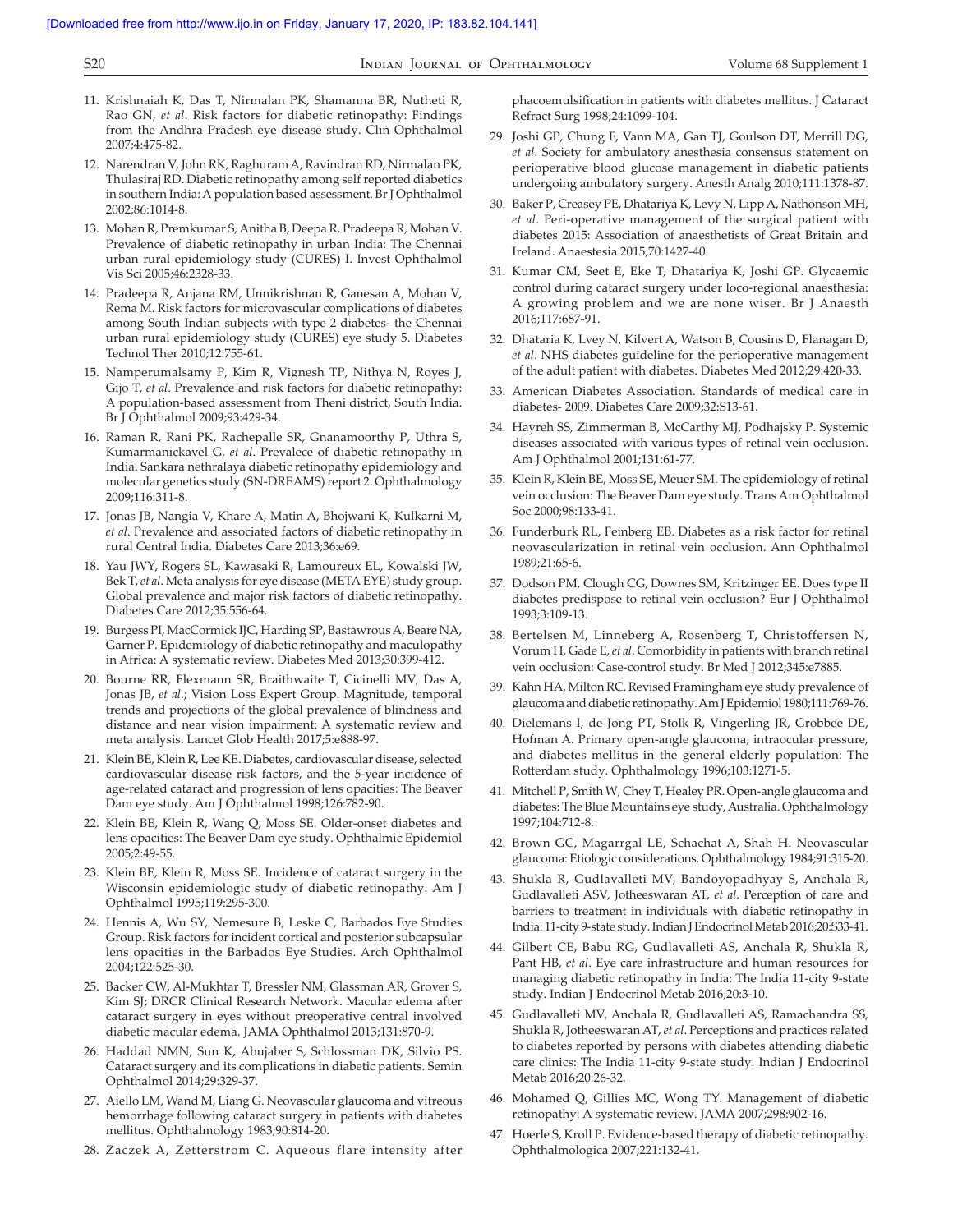11. Krishnaiah K, Das T, Nirmalan PK, Shamanna BR, Nutheti R, Rao GN, *et al*. Risk factors for diabetic retinopathy: Findings from the Andhra Pradesh eye disease study. Clin Ophthalmol 2007;4:475-82.
12. Narendran V, John RK, Raghuram A, Ravindran RD, Nirmalan PK, Thulasiraj RD. Diabetic retinopathy among self reported diabetics in southern India: A population based assessment. Br J Ophthalmol 2002;86:1014-8.
13. Mohan R, Premkumar S, Anitha B, Deepa R, Pradeepa R, Mohan V. Prevalence of diabetic retinopathy in urban India: The Chennai urban rural epidemiology study (CURES) I. Invest Ophthalmol Vis Sci 2005;46:2328-33.
14. Pradeepa R, Anjana RM, Unnikrishnan R, Ganesan A, Mohan V, Rema M. Risk factors for microvascular complications of diabetes among South Indian subjects with type 2 diabetes- the Chennai urban rural epidemiology study (CURES) eye study 5. Diabetes Technol Ther 2010;12:755-61.
15. Namperumalsamy P, Kim R, Vignesh TP, Nithya N, Royes J, Gijo T, *et al*. Prevalence and risk factors for diabetic retinopathy: A population-based assessment from Theni district, South India. Br J Ophthalmol 2009;93:429-34.
16. Raman R, Rani PK, Rachepalle SR, Gnanamoorthy P, Uthra S, Kumarmanickavel G, *et al*. Prevalece of diabetic retinopathy in India. Sankara nethralaya diabetic retinopathy epidemiology and molecular genetics study (SN-DREAMS) report 2. Ophthalmology 2009;116:311-8.
17. Jonas JB, Nangia V, Khare A, Matin A, Bhojwani K, Kulkarni M, *et al*. Prevalence and associated factors of diabetic retinopathy in rural Central India. Diabetes Care 2013;36:e69.
18. Yau JWY, Rogers SL, Kawasaki R, Lamoureux EL, Kowalski JW, Bek T, *et al*. Meta analysis for eye disease (META EYE) study group. Global prevalence and major risk factors of diabetic retinopathy. Diabetes Care 2012;35:556-64.
19. Burgess PI, MacCormick IJC, Harding SP, Bastawrous A, Beare NA, Garner P. Epidemiology of diabetic retinopathy and maculopathy in Africa: A systematic review. Diabetes Med 2013;30:399-412.
20. Bourne RR, Flexmann SR, Braithwaite T, Cicinelli MV, Das A, Jonas JB, *et al*.; Vision Loss Expert Group. Magnitude, temporal trends and projections of the global prevalence of blindness and distance and near vision impairment: A systematic review and meta analysis. Lancet Glob Health 2017;5:e888-97.
21. Klein BE, Klein R, Lee KE. Diabetes, cardiovascular disease, selected cardiovascular disease risk factors, and the 5-year incidence of age-related cataract and progression of lens opacities: The Beaver Dam eye study. Am J Ophthalmol 1998;126:782-90.
22. Klein BE, Klein R, Wang Q, Moss SE. Older-onset diabetes and lens opacities: The Beaver Dam eye study. Ophthalmic Epidemiol 2005;2:49-55.
23. Klein BE, Klein R, Moss SE. Incidence of cataract surgery in the Wisconsin epidemiologic study of diabetic retinopathy. Am J Ophthalmol 1995;119:295-300.
24. Hennis A, Wu SY, Nemesure B, Leske C, Barbados Eye Studies Group. Risk factors for incident cortical and posterior subcapsular lens opacities in the Barbados Eye Studies. Arch Ophthalmol 2004;122:525-30.
25. Backer CW, Al-Mukhtar T, Bressler NM, Glassman AR, Grover S, Kim SJ; DRCR Clinical Research Network. Macular edema after cataract surgery in eyes without preoperative central involved diabetic macular edema. JAMA Ophthalmol 2013;131:870-9.
26. Haddad NMN, Sun K, Abujaber S, Schlossman DK, Silvio PS. Cataract surgery and its complications in diabetic patients. Semin Ophthalmol 2014;29:329-37.
27. Aiello LM, Wand M, Liang G. Neovascular glaucoma and vitreous hemorrhage following cataract surgery in patients with diabetes mellitus. Ophthalmology 1983;90:814-20.
28. Zaczek A, Zetterstrom C. Aqueous flare intensity after phacoemulsification in patients with diabetes mellitus. J Cataract Refract Surg 1998;24:1099-104.
29. Joshi GP, Chung F, Vann MA, Gan TJ, Goulson DT, Merrill DG, *et al*. Society for ambulatory anesthesia consensus statement on perioperative blood glucose management in diabetic patients undergoing ambulatory surgery. Anesth Analg 2010;111:1378-87.
30. Baker P, Creasey PE, Dhatariya K, Levy N, Lipp A, Nathonson MH, *et al*. Peri-operative management of the surgical patient with diabetes 2015: Association of anaesthetists of Great Britain and Ireland. Anaestesia 2015;70:1427-40.
31. Kumar CM, Seet E, Eke T, Dhatariya K, Joshi GP. Glycaemic control during cataract surgery under loco-regional anaesthesia: A growing problem and we are none wiser. Br J Anaesth 2016;117:687-91.
32. Dhataria K, Lvey N, Kilvert A, Watson B, Cousins D, Flanagan D, *et al*. NHS diabetes guideline for the perioperative management of the adult patient with diabetes. Diabetes Med 2012;29:420-33.
33. American Diabetes Association. Standards of medical care in diabetes- 2009. Diabetes Care 2009;32:S13-61.
34. Hayreh SS, Zimmerman B, McCarthy MJ, Podhajsky P. Systemic diseases associated with various types of retinal vein occlusion. Am J Ophthalmol 2001;131:61-77.
35. Klein R, Klein BE, Moss SE, Meuer SM. The epidemiology of retinal vein occlusion: The Beaver Dam eye study. Trans Am Ophthalmol Soc 2000;98:133-41.
36. Funderburk RL, Feinberg EB. Diabetes as a risk factor for retinal neovascularization in retinal vein occlusion. Ann Ophthalmol 1989;21:65-6.
37. Dodson PM, Clough CG, Downes SM, Kritzinger EE. Does type II diabetes predispose to retinal vein occlusion? Eur J Ophthalmol 1993;3:109-13.
38. Bertelsen M, Linneberg A, Rosenberg T, Christoffersen N, Vorum H, Gade E, *et al*. Comorbidity in patients with branch retinal vein occlusion: Case-control study. Br Med J 2012;345:e7885.
39. Kahn HA, Milton RC. Revised Framingham eye study prevalence of glaucoma and diabetic retinopathy. Am J Epidemiol 1980;111:769-76.
40. Dielemans I, de Jong PT, Stolk R, Vingerling JR, Grobbee DE, Hofman A. Primary open-angle glaucoma, intraocular pressure, and diabetes mellitus in the general elderly population: The Rotterdam study. Ophthalmology 1996;103:1271-5.
41. Mitchell P, Smith W, Chey T, Healey PR. Open-angle glaucoma and diabetes: The Blue Mountains eye study, Australia. Ophthalmology 1997;104:712-8.
42. Brown GC, Magarrgal LE, Schachat A, Shah H. Neovascular glaucoma: Etiologic considerations. Ophthalmology 1984;91:315-20.
43. Shukla R, Gudlavalleti MV, Bandoyopadhyay S, Anchala R, Gudlavalleti ASV, Jotheeswaran AT, *et al*. Perception of care and barriers to treatment in individuals with diabetic retinopathy in India: 11-city 9-state study. Indian J Endocrinol Metab 2016;20:S33-41.
44. Gilbert CE, Babu RG, Gudlavalleti AS, Anchala R, Shukla R, Pant HB, *et al*. Eye care infrastructure and human resources for managing diabetic retinopathy in India: The India 11-city 9-state study. Indian J Endocrinol Metab 2016;20:3-10.
45. Gudlavalleti MV, Anchala R, Gudlavalleti AS, Ramachandra SS, Shukla R, Jotheeswaran AT, *et al*. Perceptions and practices related to diabetes reported by persons with diabetes attending diabetic care clinics: The India 11-city 9-state study. Indian J Endocrinol Metab 2016;20:26-32.
46. Mohamed Q, Gillies MC, Wong TY. Management of diabetic retinopathy: A systematic review. JAMA 2007;298:902-16.
47. Hoerle S, Kroll P. Evidence-based therapy of diabetic retinopathy. Ophthalmologica 2007;221:132-41.